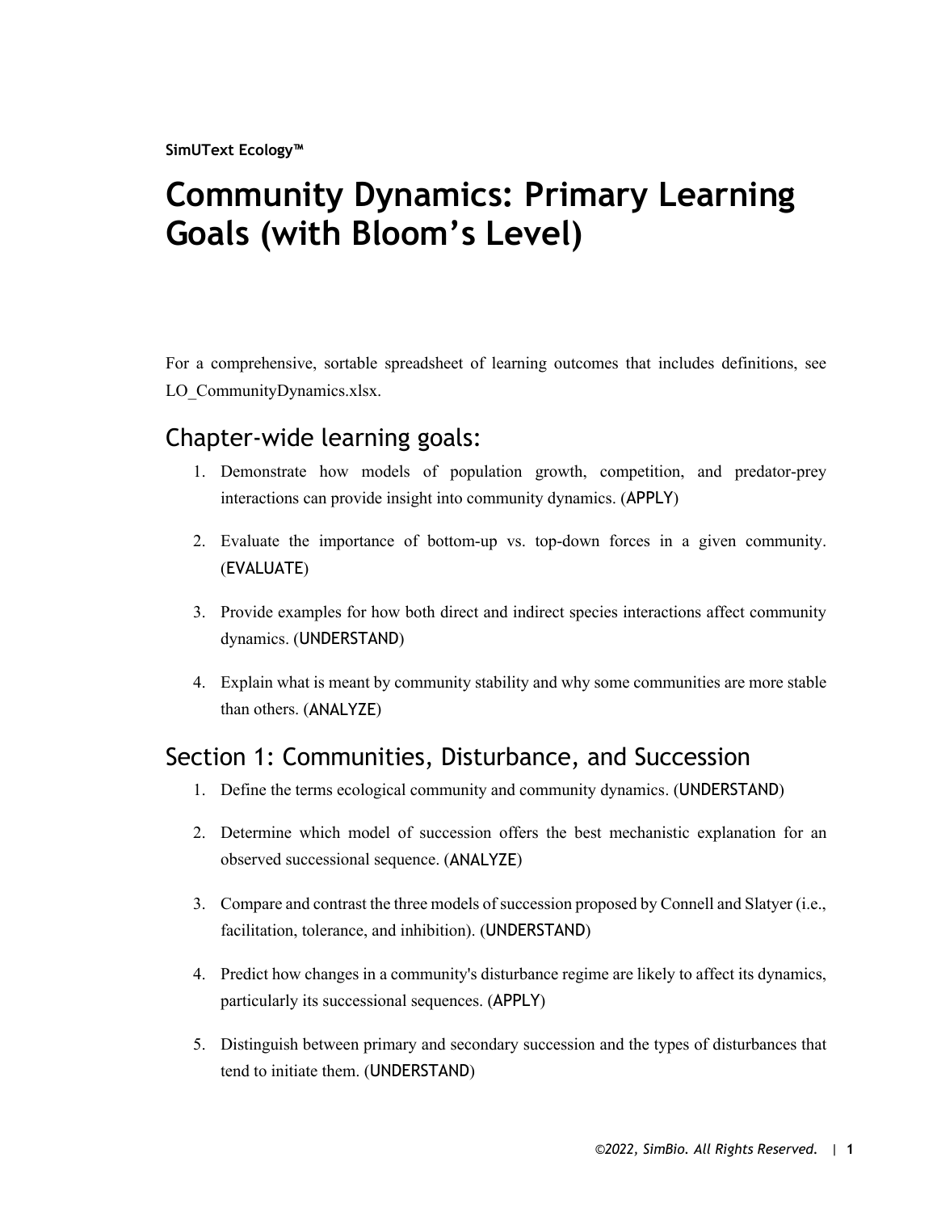**SimUText Ecology™**

# Community Dynamics: Primary Learning Goals (with Bloom's Level)

For a comprehensive, sortable spreadsheet of learning outcomes that includes definitions, see LO_CommunityDynamics.xlsx.

## Chapter-wide learning goals:

1. Demonstrate how models of population growth, competition, and predator-prey interactions can provide insight into community dynamics. (APPLY)

2. Evaluate the importance of bottom-up vs. top-down forces in a given community. (EVALUATE)

3. Provide examples for how both direct and indirect species interactions affect community dynamics. (UNDERSTAND)

4. Explain what is meant by community stability and why some communities are more stable than others. (ANALYZE)

## Section 1: Communities, Disturbance, and Succession

1. Define the terms ecological community and community dynamics. (UNDERSTAND)

2. Determine which model of succession offers the best mechanistic explanation for an observed successional sequence. (ANALYZE)

3. Compare and contrast the three models of succession proposed by Connell and Slatyer (i.e., facilitation, tolerance, and inhibition). (UNDERSTAND)

4. Predict how changes in a community's disturbance regime are likely to affect its dynamics, particularly its successional sequences. (APPLY)

5. Distinguish between primary and secondary succession and the types of disturbances that tend to initiate them. (UNDERSTAND)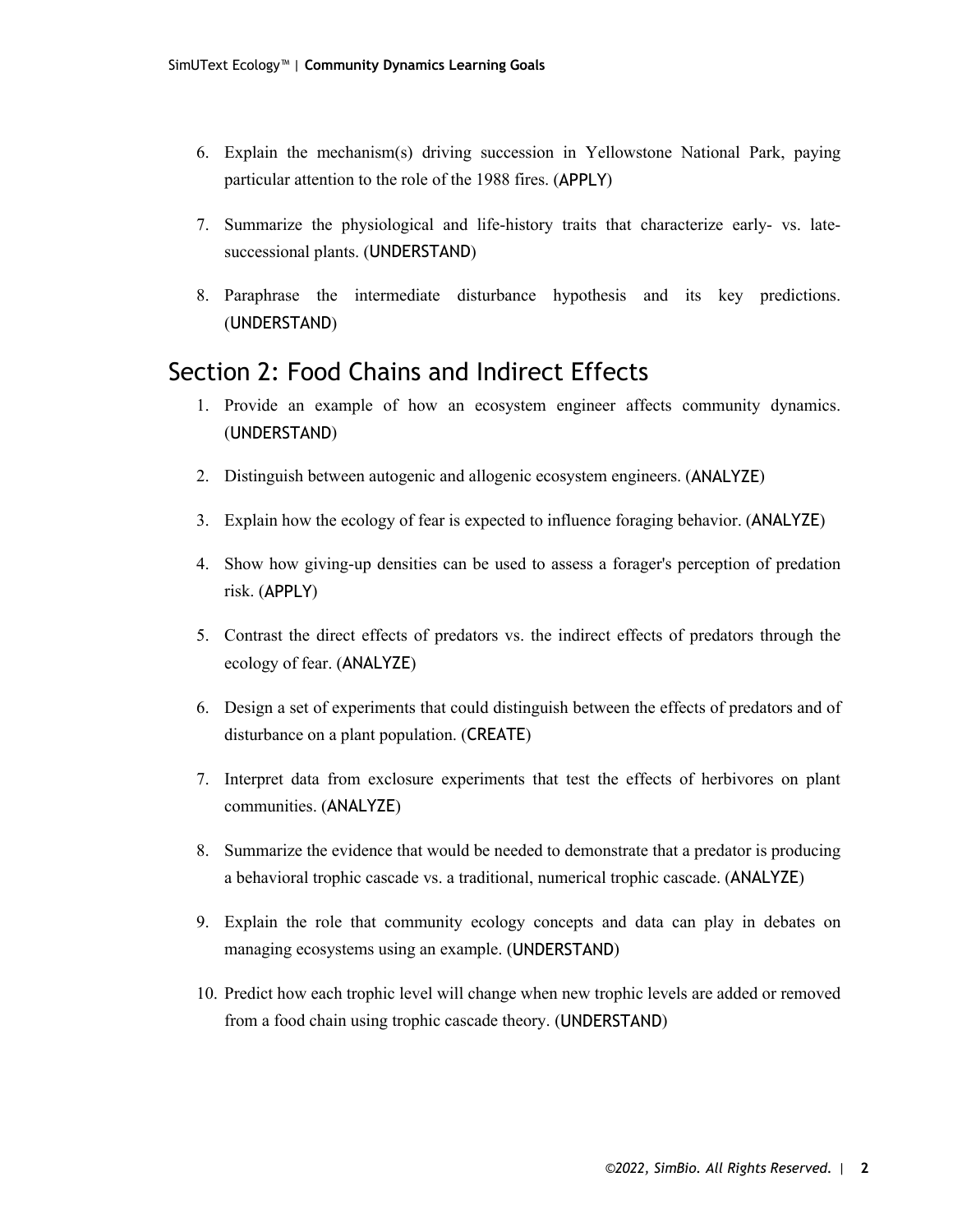6. Explain the mechanism(s) driving succession in Yellowstone National Park, paying particular attention to the role of the 1988 fires. (APPLY)

7. Summarize the physiological and life-history traits that characterize early- vs. late-successional plants. (UNDERSTAND)

8. Paraphrase the intermediate disturbance hypothesis and its key predictions. (UNDERSTAND)

## Section 2: Food Chains and Indirect Effects

1. Provide an example of how an ecosystem engineer affects community dynamics. (UNDERSTAND)

2. Distinguish between autogenic and allogenic ecosystem engineers. (ANALYZE)

3. Explain how the ecology of fear is expected to influence foraging behavior. (ANALYZE)

4. Show how giving-up densities can be used to assess a forager's perception of predation risk. (APPLY)

5. Contrast the direct effects of predators vs. the indirect effects of predators through the ecology of fear. (ANALYZE)

6. Design a set of experiments that could distinguish between the effects of predators and of disturbance on a plant population. (CREATE)

7. Interpret data from exclosure experiments that test the effects of herbivores on plant communities. (ANALYZE)

8. Summarize the evidence that would be needed to demonstrate that a predator is producing a behavioral trophic cascade vs. a traditional, numerical trophic cascade. (ANALYZE)

9. Explain the role that community ecology concepts and data can play in debates on managing ecosystems using an example. (UNDERSTAND)

10. Predict how each trophic level will change when new trophic levels are added or removed from a food chain using trophic cascade theory. (UNDERSTAND)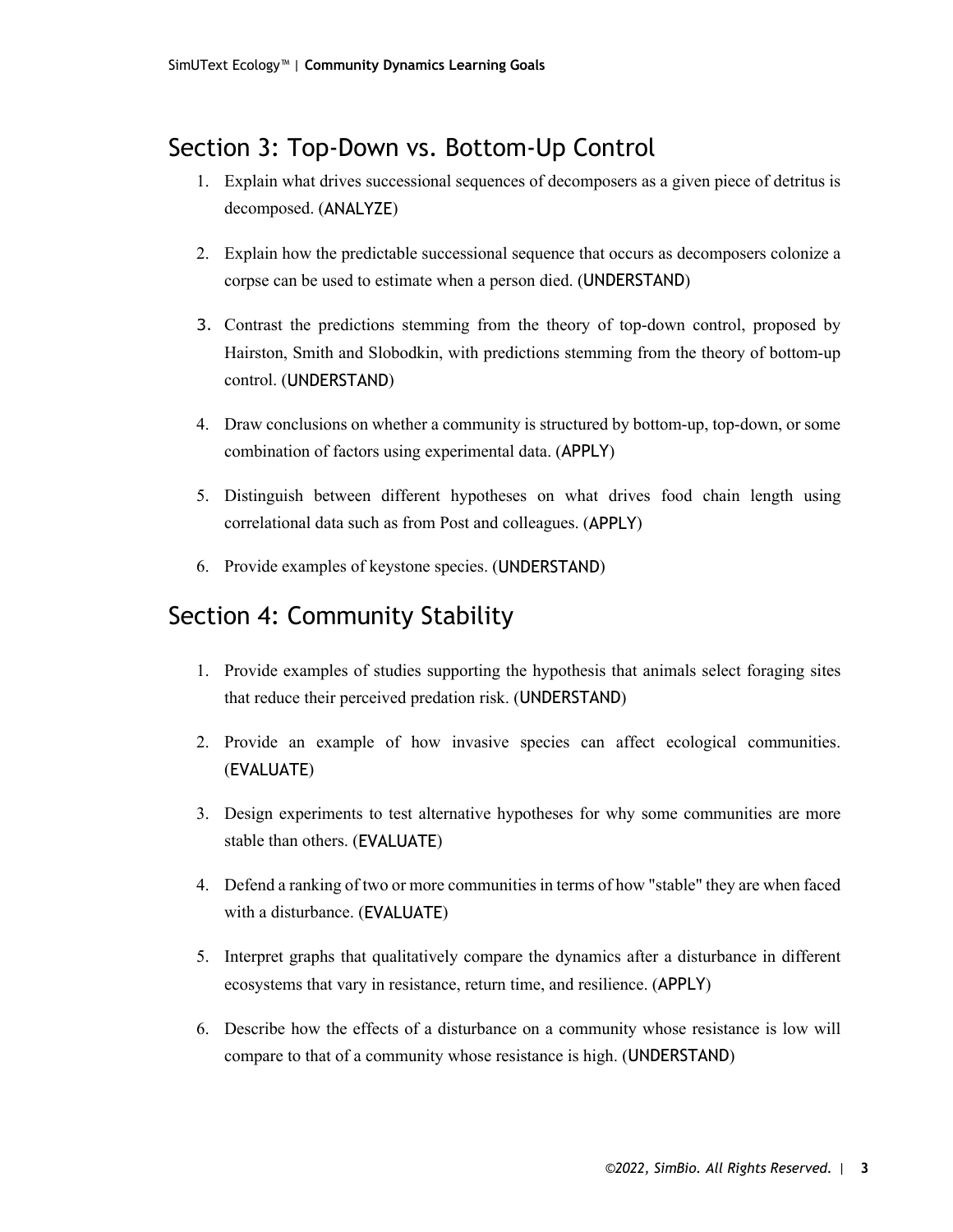## Section 3: Top-Down vs. Bottom-Up Control

1. Explain what drives successional sequences of decomposers as a given piece of detritus is decomposed. (ANALYZE)
2. Explain how the predictable successional sequence that occurs as decomposers colonize a corpse can be used to estimate when a person died. (UNDERSTAND)
3. Contrast the predictions stemming from the theory of top-down control, proposed by Hairston, Smith and Slobodkin, with predictions stemming from the theory of bottom-up control. (UNDERSTAND)
4. Draw conclusions on whether a community is structured by bottom-up, top-down, or some combination of factors using experimental data. (APPLY)
5. Distinguish between different hypotheses on what drives food chain length using correlational data such as from Post and colleagues. (APPLY)
6. Provide examples of keystone species. (UNDERSTAND)

## Section 4: Community Stability

1. Provide examples of studies supporting the hypothesis that animals select foraging sites that reduce their perceived predation risk. (UNDERSTAND)
2. Provide an example of how invasive species can affect ecological communities. (EVALUATE)
3. Design experiments to test alternative hypotheses for why some communities are more stable than others. (EVALUATE)
4. Defend a ranking of two or more communities in terms of how "stable" they are when faced with a disturbance. (EVALUATE)
5. Interpret graphs that qualitatively compare the dynamics after a disturbance in different ecosystems that vary in resistance, return time, and resilience. (APPLY)
6. Describe how the effects of a disturbance on a community whose resistance is low will compare to that of a community whose resistance is high. (UNDERSTAND)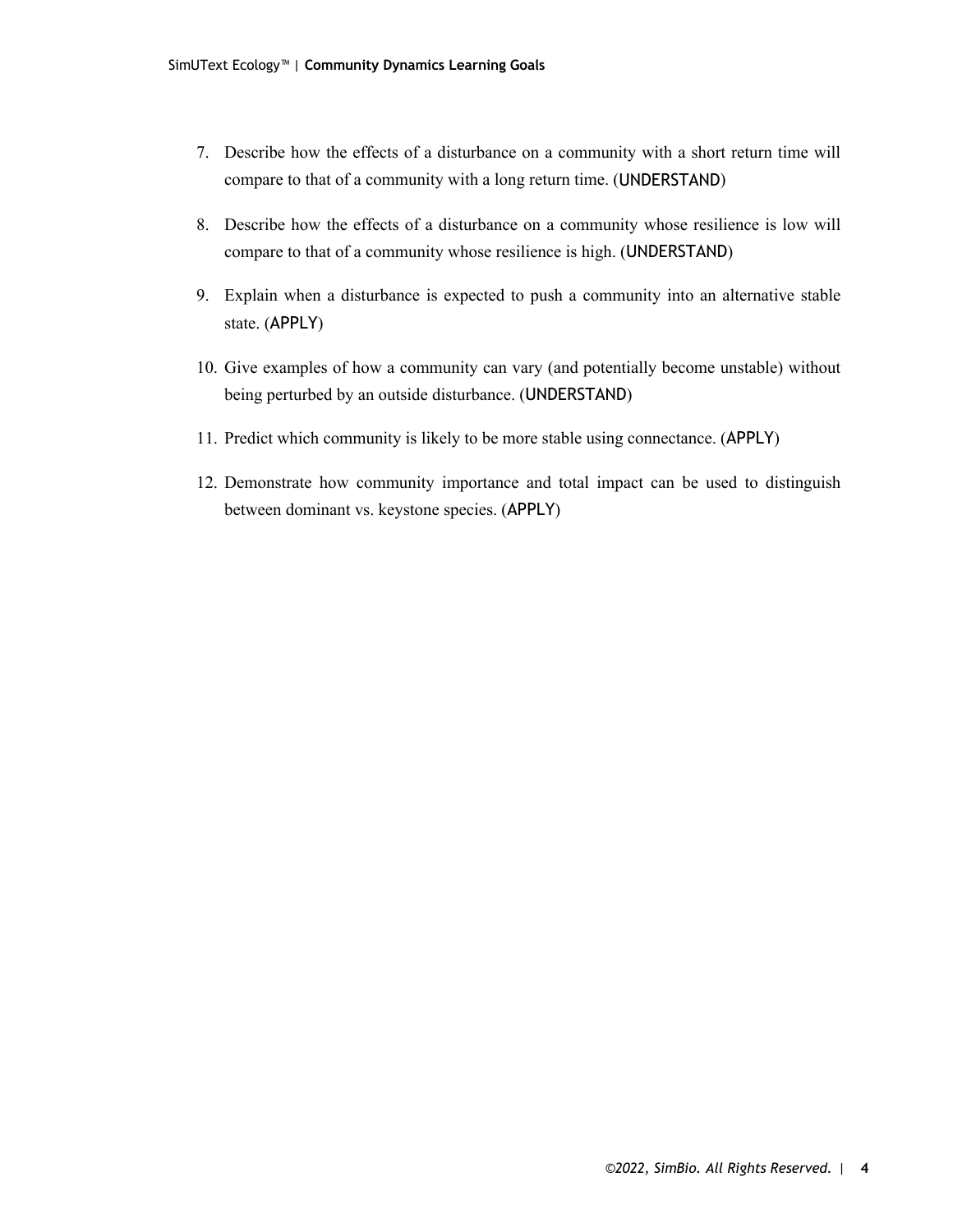7. Describe how the effects of a disturbance on a community with a short return time will compare to that of a community with a long return time. (UNDERSTAND)

8. Describe how the effects of a disturbance on a community whose resilience is low will compare to that of a community whose resilience is high. (UNDERSTAND)

9. Explain when a disturbance is expected to push a community into an alternative stable state. (APPLY)

10. Give examples of how a community can vary (and potentially become unstable) without being perturbed by an outside disturbance. (UNDERSTAND)

11. Predict which community is likely to be more stable using connectance. (APPLY)

12. Demonstrate how community importance and total impact can be used to distinguish between dominant vs. keystone species. (APPLY)